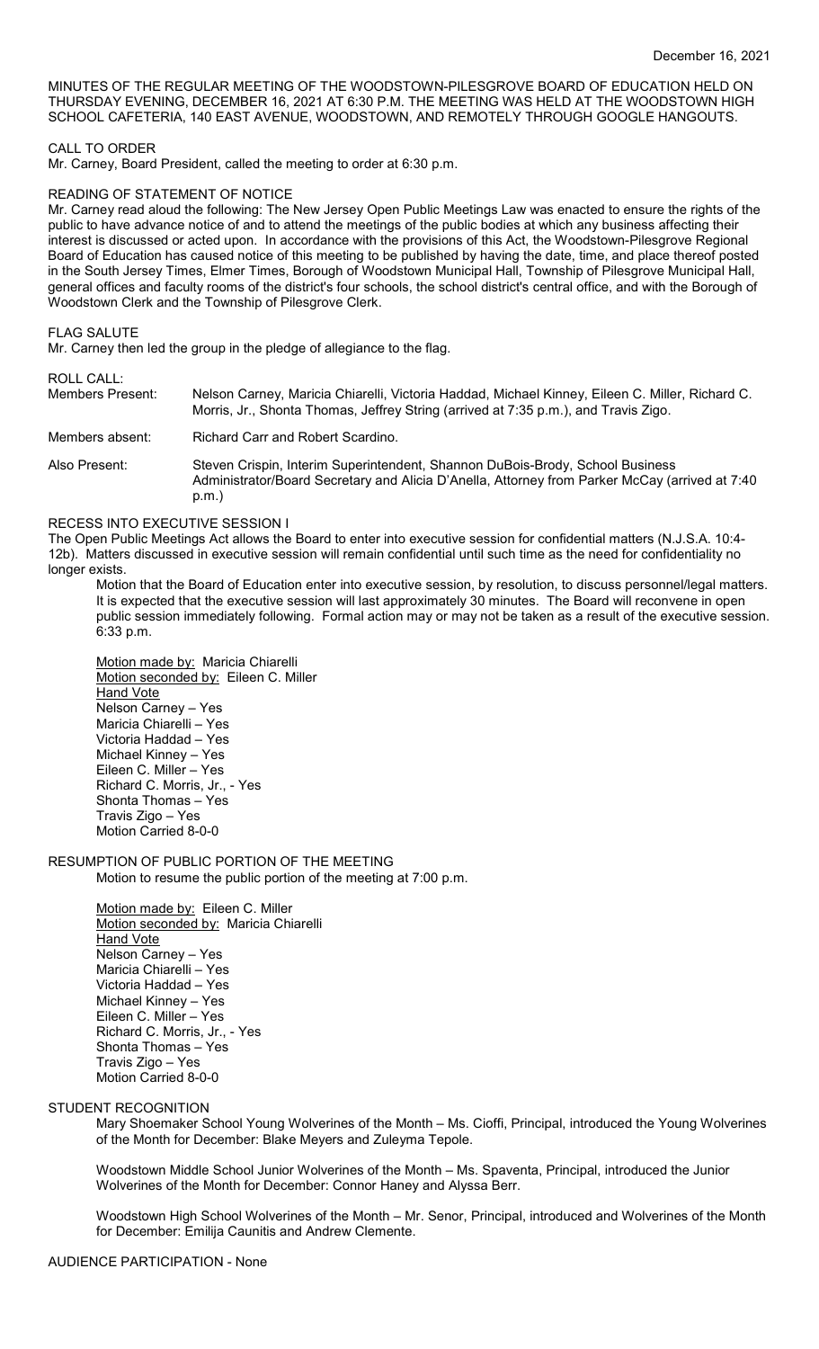December 16, 2021

MINUTES OF THE REGULAR MEETING OF THE WOODSTOWN-PILESGROVE BOARD OF EDUCATION HELD ON THURSDAY EVENING, DECEMBER 16, 2021 AT 6:30 P.M. THE MEETING WAS HELD AT THE WOODSTOWN HIGH SCHOOL CAFETERIA, 140 EAST AVENUE, WOODSTOWN, AND REMOTELY THROUGH GOOGLE HANGOUTS.

CALL TO ORDER

Mr. Carney, Board President, called the meeting to order at 6:30 p.m.

READING OF STATEMENT OF NOTICE

Mr. Carney read aloud the following: The New Jersey Open Public Meetings Law was enacted to ensure the rights of the public to have advance notice of and to attend the meetings of the public bodies at which any business affecting their interest is discussed or acted upon. In accordance with the provisions of this Act, the Woodstown-Pilesgrove Regional Board of Education has caused notice of this meeting to be published by having the date, time, and place thereof posted in the South Jersey Times, Elmer Times, Borough of Woodstown Municipal Hall, Township of Pilesgrove Municipal Hall, general offices and faculty rooms of the district's four schools, the school district's central office, and with the Borough of Woodstown Clerk and the Township of Pilesgrove Clerk.

FLAG SALUTE

Mr. Carney then led the group in the pledge of allegiance to the flag.

ROLL CALL:

Members Present: Nelson Carney, Maricia Chiarelli, Victoria Haddad, Michael Kinney, Eileen C. Miller, Richard C. Morris, Jr., Shonta Thomas, Jeffrey String (arrived at 7:35 p.m.), and Travis Zigo.

Members absent: Richard Carr and Robert Scardino.

Also Present: Steven Crispin, Interim Superintendent, Shannon DuBois-Brody, School Business Administrator/Board Secretary and Alicia D'Anella, Attorney from Parker McCay (arrived at 7:40 p.m.)

RECESS INTO EXECUTIVE SESSION I

The Open Public Meetings Act allows the Board to enter into executive session for confidential matters (N.J.S.A. 10:4-12b). Matters discussed in executive session will remain confidential until such time as the need for confidentiality no longer exists.

Motion that the Board of Education enter into executive session, by resolution, to discuss personnel/legal matters. It is expected that the executive session will last approximately 30 minutes. The Board will reconvene in open public session immediately following. Formal action may or may not be taken as a result of the executive session. 6:33 p.m.

Motion made by: Maricia Chiarelli
Motion seconded by: Eileen C. Miller
Hand Vote
Nelson Carney – Yes
Maricia Chiarelli – Yes
Victoria Haddad – Yes
Michael Kinney – Yes
Eileen C. Miller – Yes
Richard C. Morris, Jr., - Yes
Shonta Thomas – Yes
Travis Zigo – Yes
Motion Carried 8-0-0

RESUMPTION OF PUBLIC PORTION OF THE MEETING

Motion to resume the public portion of the meeting at 7:00 p.m.

Motion made by: Eileen C. Miller
Motion seconded by: Maricia Chiarelli
Hand Vote
Nelson Carney – Yes
Maricia Chiarelli – Yes
Victoria Haddad – Yes
Michael Kinney – Yes
Eileen C. Miller – Yes
Richard C. Morris, Jr., - Yes
Shonta Thomas – Yes
Travis Zigo – Yes
Motion Carried 8-0-0

STUDENT RECOGNITION

Mary Shoemaker School Young Wolverines of the Month – Ms. Cioffi, Principal, introduced the Young Wolverines of the Month for December: Blake Meyers and Zuleyma Tepole.

Woodstown Middle School Junior Wolverines of the Month – Ms. Spaventa, Principal, introduced the Junior Wolverines of the Month for December: Connor Haney and Alyssa Berr.

Woodstown High School Wolverines of the Month – Mr. Senor, Principal, introduced and Wolverines of the Month for December: Emilija Caunitis and Andrew Clemente.

AUDIENCE PARTICIPATION - None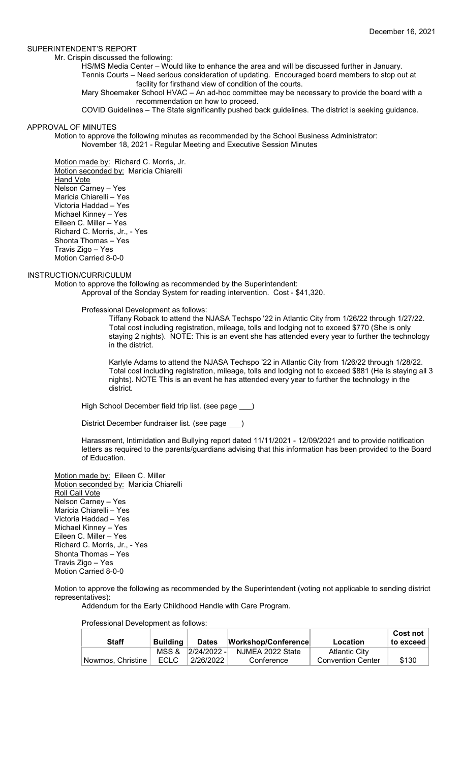SUPERINTENDENT'S REPORT

Mr. Crispin discussed the following:

HS/MS Media Center – Would like to enhance the area and will be discussed further in January.

Tennis Courts – Need serious consideration of updating. Encouraged board members to stop out at facility for firsthand view of condition of the courts.

Mary Shoemaker School HVAC – An ad-hoc committee may be necessary to provide the board with a recommendation on how to proceed.

COVID Guidelines – The State significantly pushed back guidelines. The district is seeking guidance.

APPROVAL OF MINUTES

Motion to approve the following minutes as recommended by the School Business Administrator:
November 18, 2021 - Regular Meeting and Executive Session Minutes

Motion made by: Richard C. Morris, Jr.
Motion seconded by: Maricia Chiarelli
Hand Vote
Nelson Carney – Yes
Maricia Chiarelli – Yes
Victoria Haddad – Yes
Michael Kinney – Yes
Eileen C. Miller – Yes
Richard C. Morris, Jr., - Yes
Shonta Thomas – Yes
Travis Zigo – Yes
Motion Carried 8-0-0

INSTRUCTION/CURRICULUM

Motion to approve the following as recommended by the Superintendent:

Approval of the Sonday System for reading intervention. Cost - $41,320.

Professional Development as follows:

Tiffany Roback to attend the NJASA Techspo '22 in Atlantic City from 1/26/22 through 1/27/22. Total cost including registration, mileage, tolls and lodging not to exceed $770 (She is only staying 2 nights). NOTE: This is an event she has attended every year to further the technology in the district.

Karlyle Adams to attend the NJASA Techspo '22 in Atlantic City from 1/26/22 through 1/28/22. Total cost including registration, mileage, tolls and lodging not to exceed $881 (He is staying all 3 nights). NOTE This is an event he has attended every year to further the technology in the district.

High School December field trip list. (see page ___)

District December fundraiser list. (see page ___)

Harassment, Intimidation and Bullying report dated 11/11/2021 - 12/09/2021 and to provide notification letters as required to the parents/guardians advising that this information has been provided to the Board of Education.

Motion made by: Eileen C. Miller
Motion seconded by: Maricia Chiarelli
Roll Call Vote
Nelson Carney – Yes
Maricia Chiarelli – Yes
Victoria Haddad – Yes
Michael Kinney – Yes
Eileen C. Miller – Yes
Richard C. Morris, Jr., - Yes
Shonta Thomas – Yes
Travis Zigo – Yes
Motion Carried 8-0-0

Motion to approve the following as recommended by the Superintendent (voting not applicable to sending district representatives):

Addendum for the Early Childhood Handle with Care Program.

Professional Development as follows:

| Staff | Building | Dates | Workshop/Conference | Location | Cost not to exceed |
|---|---|---|---|---|---|
| Nowmos, Christine | MSS & ECLC | 2/24/2022 - 2/26/2022 | NJMEA 2022 State Conference | Atlantic City Convention Center | $130 |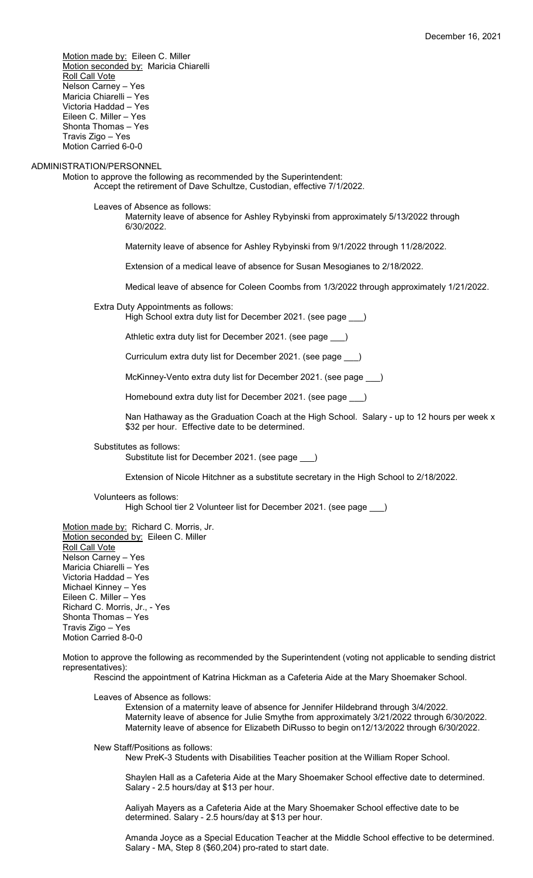Motion made by: Eileen C. Miller
Motion seconded by: Maricia Chiarelli
Roll Call Vote
Nelson Carney – Yes
Maricia Chiarelli – Yes
Victoria Haddad – Yes
Eileen C. Miller – Yes
Shonta Thomas – Yes
Travis Zigo – Yes
Motion Carried 6-0-0

## ADMINISTRATION/PERSONNEL

Motion to approve the following as recommended by the Superintendent:

Accept the retirement of Dave Schultze, Custodian, effective 7/1/2022.

Leaves of Absence as follows:

Maternity leave of absence for Ashley Rybyinski from approximately 5/13/2022 through 6/30/2022.

Maternity leave of absence for Ashley Rybyinski from 9/1/2022 through 11/28/2022.

Extension of a medical leave of absence for Susan Mesogianes to 2/18/2022.

Medical leave of absence for Coleen Coombs from 1/3/2022 through approximately 1/21/2022.

Extra Duty Appointments as follows:

High School extra duty list for December 2021. (see page ___)

Athletic extra duty list for December 2021. (see page ___)

Curriculum extra duty list for December 2021. (see page ___)

McKinney-Vento extra duty list for December 2021. (see page ___)

Homebound extra duty list for December 2021. (see page ___)

Nan Hathaway as the Graduation Coach at the High School. Salary - up to 12 hours per week x $32 per hour. Effective date to be determined.

Substitutes as follows:

Substitute list for December 2021. (see page ___)

Extension of Nicole Hitchner as a substitute secretary in the High School to 2/18/2022.

Volunteers as follows:

High School tier 2 Volunteer list for December 2021. (see page ___)

Motion made by: Richard C. Morris, Jr.
Motion seconded by: Eileen C. Miller
Roll Call Vote
Nelson Carney – Yes
Maricia Chiarelli – Yes
Victoria Haddad – Yes
Michael Kinney – Yes
Eileen C. Miller – Yes
Richard C. Morris, Jr., - Yes
Shonta Thomas – Yes
Travis Zigo – Yes
Motion Carried 8-0-0

Motion to approve the following as recommended by the Superintendent (voting not applicable to sending district representatives):

Rescind the appointment of Katrina Hickman as a Cafeteria Aide at the Mary Shoemaker School.

Leaves of Absence as follows:

Extension of a maternity leave of absence for Jennifer Hildebrand through 3/4/2022.
Maternity leave of absence for Julie Smythe from approximately 3/21/2022 through 6/30/2022.
Maternity leave of absence for Elizabeth DiRusso to begin on12/13/2022 through 6/30/2022.

New Staff/Positions as follows:

New PreK-3 Students with Disabilities Teacher position at the William Roper School.

Shaylen Hall as a Cafeteria Aide at the Mary Shoemaker School effective date to determined. Salary - 2.5 hours/day at $13 per hour.

Aaliyah Mayers as a Cafeteria Aide at the Mary Shoemaker School effective date to be determined. Salary - 2.5 hours/day at $13 per hour.

Amanda Joyce as a Special Education Teacher at the Middle School effective to be determined. Salary - MA, Step 8 ($60,204) pro-rated to start date.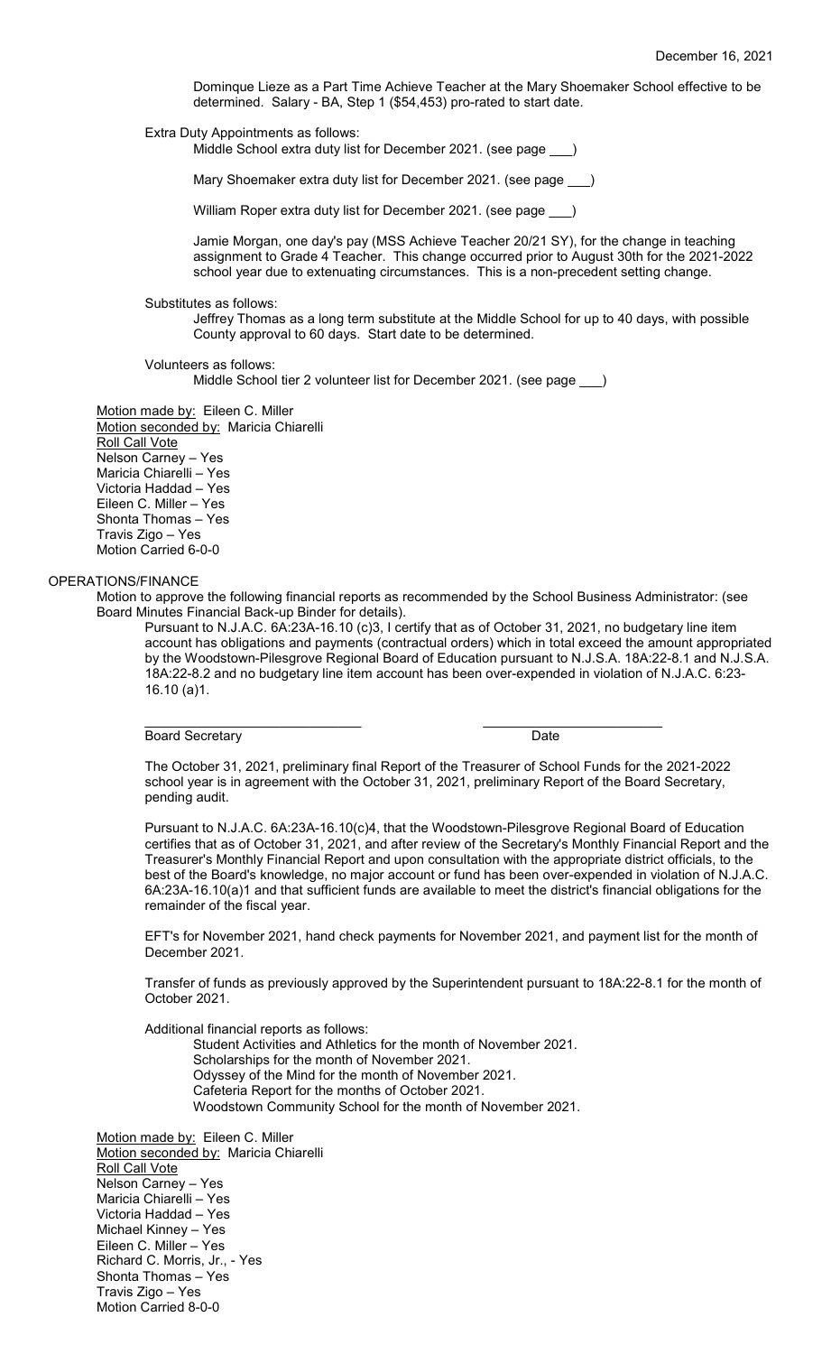Dominque Lieze as a Part Time Achieve Teacher at the Mary Shoemaker School effective to be determined. Salary - BA, Step 1 ($54,453) pro-rated to start date.

Extra Duty Appointments as follows:

Middle School extra duty list for December 2021. (see page ___)

Mary Shoemaker extra duty list for December 2021. (see page ___)

William Roper extra duty list for December 2021. (see page ___)

Jamie Morgan, one day's pay (MSS Achieve Teacher 20/21 SY), for the change in teaching assignment to Grade 4 Teacher. This change occurred prior to August 30th for the 2021-2022 school year due to extenuating circumstances. This is a non-precedent setting change.

Substitutes as follows:

Jeffrey Thomas as a long term substitute at the Middle School for up to 40 days, with possible County approval to 60 days. Start date to be determined.

Volunteers as follows:

Middle School tier 2 volunteer list for December 2021. (see page ___)

Motion made by: Eileen C. Miller
Motion seconded by: Maricia Chiarelli
Roll Call Vote
Nelson Carney – Yes
Maricia Chiarelli – Yes
Victoria Haddad – Yes
Eileen C. Miller – Yes
Shonta Thomas – Yes
Travis Zigo – Yes
Motion Carried 6-0-0

OPERATIONS/FINANCE

Motion to approve the following financial reports as recommended by the School Business Administrator: (see Board Minutes Financial Back-up Binder for details).

Pursuant to N.J.A.C. 6A:23A-16.10 (c)3, I certify that as of October 31, 2021, no budgetary line item account has obligations and payments (contractual orders) which in total exceed the amount appropriated by the Woodstown-Pilesgrove Regional Board of Education pursuant to N.J.S.A. 18A:22-8.1 and N.J.S.A. 18A:22-8.2 and no budgetary line item account has been over-expended in violation of N.J.A.C. 6:23-16.10 (a)1.

______________________________ ______________________________
Board Secretary Date

The October 31, 2021, preliminary final Report of the Treasurer of School Funds for the 2021-2022 school year is in agreement with the October 31, 2021, preliminary Report of the Board Secretary, pending audit.

Pursuant to N.J.A.C. 6A:23A-16.10(c)4, that the Woodstown-Pilesgrove Regional Board of Education certifies that as of October 31, 2021, and after review of the Secretary's Monthly Financial Report and the Treasurer's Monthly Financial Report and upon consultation with the appropriate district officials, to the best of the Board's knowledge, no major account or fund has been over-expended in violation of N.J.A.C. 6A:23A-16.10(a)1 and that sufficient funds are available to meet the district's financial obligations for the remainder of the fiscal year.

EFT's for November 2021, hand check payments for November 2021, and payment list for the month of December 2021.

Transfer of funds as previously approved by the Superintendent pursuant to 18A:22-8.1 for the month of October 2021.

Additional financial reports as follows:

Student Activities and Athletics for the month of November 2021.
Scholarships for the month of November 2021.
Odyssey of the Mind for the month of November 2021.
Cafeteria Report for the months of October 2021.
Woodstown Community School for the month of November 2021.

Motion made by: Eileen C. Miller
Motion seconded by: Maricia Chiarelli
Roll Call Vote
Nelson Carney – Yes
Maricia Chiarelli – Yes
Victoria Haddad – Yes
Michael Kinney – Yes
Eileen C. Miller – Yes
Richard C. Morris, Jr., - Yes
Shonta Thomas – Yes
Travis Zigo – Yes
Motion Carried 8-0-0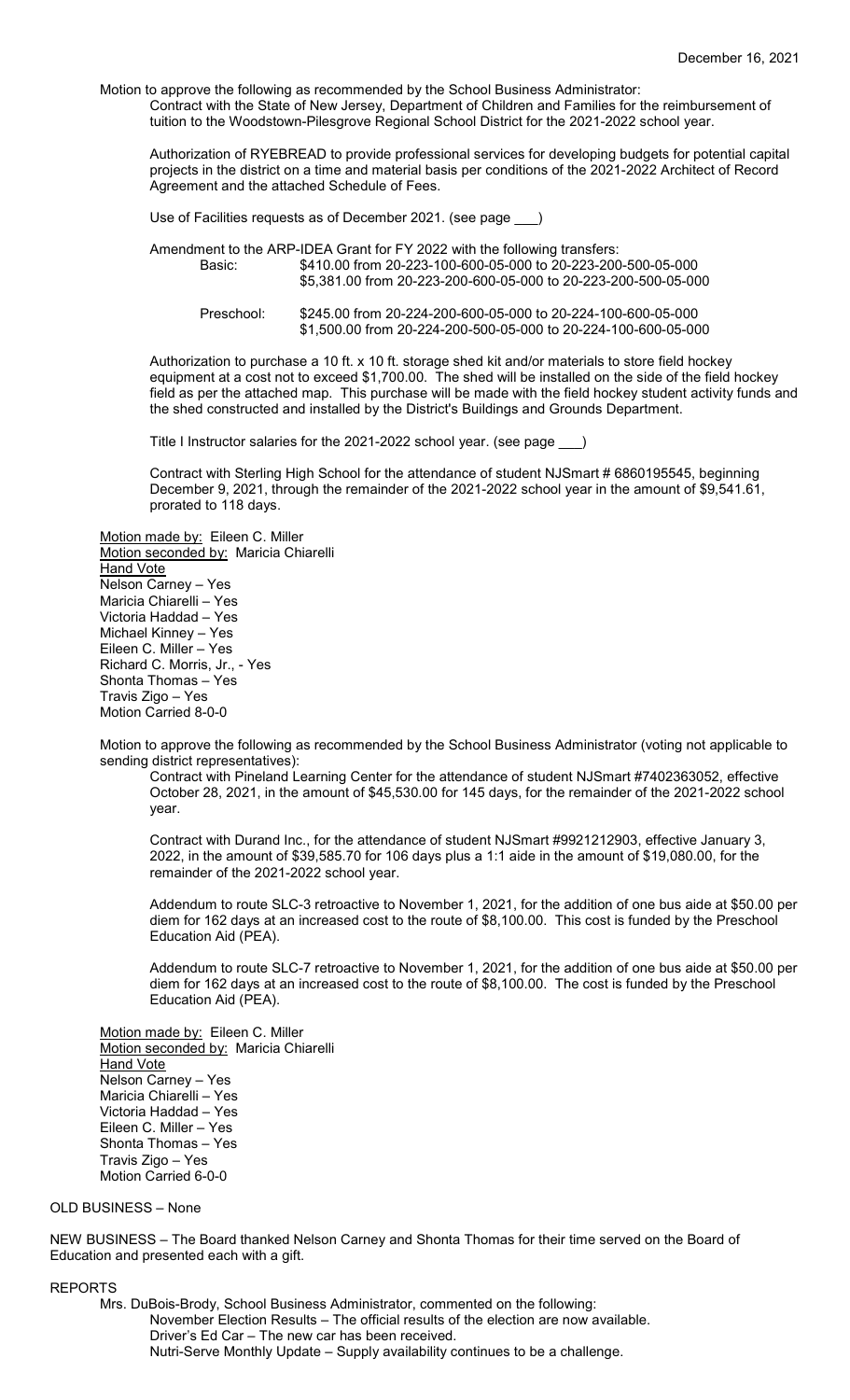December 16, 2021

Motion to approve the following as recommended by the School Business Administrator:

Contract with the State of New Jersey, Department of Children and Families for the reimbursement of tuition to the Woodstown-Pilesgrove Regional School District for the 2021-2022 school year.

Authorization of RYEBREAD to provide professional services for developing budgets for potential capital projects in the district on a time and material basis per conditions of the 2021-2022 Architect of Record Agreement and the attached Schedule of Fees.

Use of Facilities requests as of December 2021. (see page ___)

Amendment to the ARP-IDEA Grant for FY 2022 with the following transfers:

| | |
|---|---|
| Basic: | $410.00 from 20-223-100-600-05-000 to 20-223-200-500-05-000 |
| | $5,381.00 from 20-223-200-600-05-000 to 20-223-200-500-05-000 |
| Preschool: | $245.00 from 20-224-200-600-05-000 to 20-224-100-600-05-000 |
| | $1,500.00 from 20-224-200-500-05-000 to 20-224-100-600-05-000 |

Authorization to purchase a 10 ft. x 10 ft. storage shed kit and/or materials to store field hockey equipment at a cost not to exceed $1,700.00. The shed will be installed on the side of the field hockey field as per the attached map. This purchase will be made with the field hockey student activity funds and the shed constructed and installed by the District's Buildings and Grounds Department.

Title I Instructor salaries for the 2021-2022 school year. (see page ___)

Contract with Sterling High School for the attendance of student NJSmart # 6860195545, beginning December 9, 2021, through the remainder of the 2021-2022 school year in the amount of $9,541.61, prorated to 118 days.

Motion made by: Eileen C. Miller
Motion seconded by: Maricia Chiarelli
Hand Vote
Nelson Carney – Yes
Maricia Chiarelli – Yes
Victoria Haddad – Yes
Michael Kinney – Yes
Eileen C. Miller – Yes
Richard C. Morris, Jr., - Yes
Shonta Thomas – Yes
Travis Zigo – Yes
Motion Carried 8-0-0

Motion to approve the following as recommended by the School Business Administrator (voting not applicable to sending district representatives):

Contract with Pineland Learning Center for the attendance of student NJSmart #7402363052, effective October 28, 2021, in the amount of $45,530.00 for 145 days, for the remainder of the 2021-2022 school year.

Contract with Durand Inc., for the attendance of student NJSmart #9921212903, effective January 3, 2022, in the amount of $39,585.70 for 106 days plus a 1:1 aide in the amount of $19,080.00, for the remainder of the 2021-2022 school year.

Addendum to route SLC-3 retroactive to November 1, 2021, for the addition of one bus aide at $50.00 per diem for 162 days at an increased cost to the route of $8,100.00. This cost is funded by the Preschool Education Aid (PEA).

Addendum to route SLC-7 retroactive to November 1, 2021, for the addition of one bus aide at $50.00 per diem for 162 days at an increased cost to the route of $8,100.00. The cost is funded by the Preschool Education Aid (PEA).

Motion made by: Eileen C. Miller
Motion seconded by: Maricia Chiarelli
Hand Vote
Nelson Carney – Yes
Maricia Chiarelli – Yes
Victoria Haddad – Yes
Eileen C. Miller – Yes
Shonta Thomas – Yes
Travis Zigo – Yes
Motion Carried 6-0-0

OLD BUSINESS – None

NEW BUSINESS – The Board thanked Nelson Carney and Shonta Thomas for their time served on the Board of Education and presented each with a gift.

REPORTS

Mrs. DuBois-Brody, School Business Administrator, commented on the following:

November Election Results – The official results of the election are now available.
Driver's Ed Car – The new car has been received.
Nutri-Serve Monthly Update – Supply availability continues to be a challenge.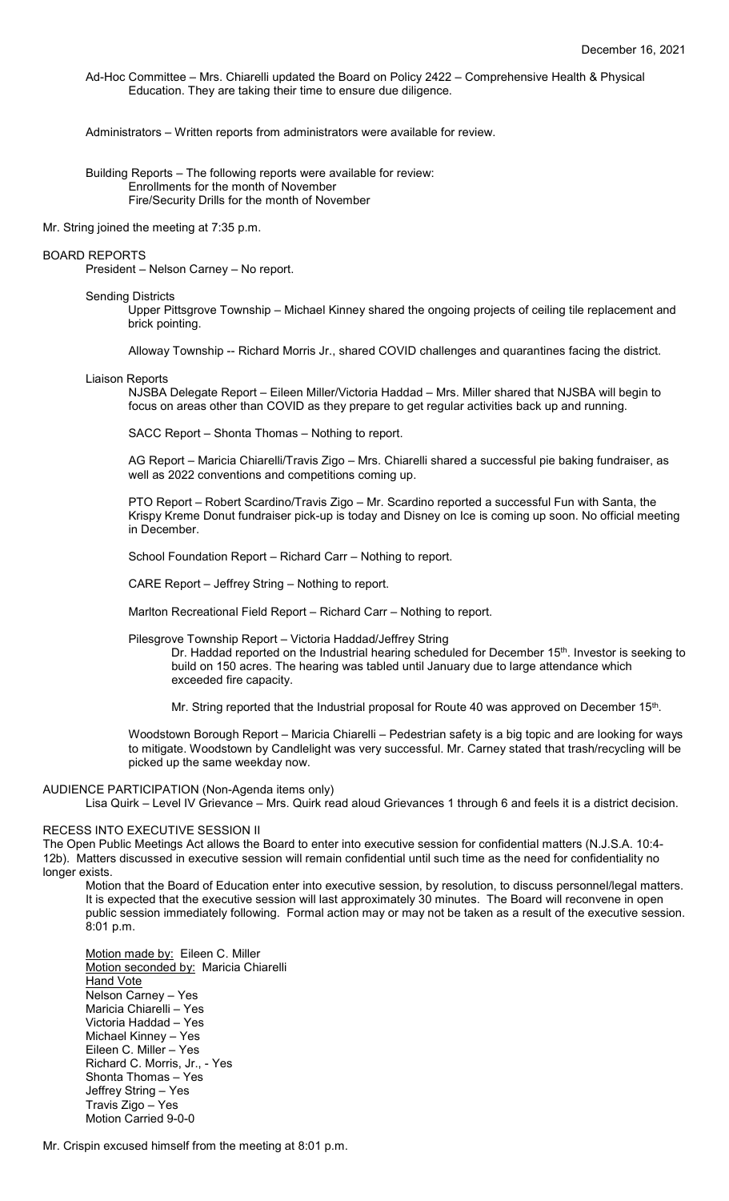Ad-Hoc Committee – Mrs. Chiarelli updated the Board on Policy 2422 – Comprehensive Health & Physical Education. They are taking their time to ensure due diligence.

Administrators – Written reports from administrators were available for review.

Building Reports – The following reports were available for review:
Enrollments for the month of November
Fire/Security Drills for the month of November

Mr. String joined the meeting at 7:35 p.m.

BOARD REPORTS

President – Nelson Carney – No report.

Sending Districts

Upper Pittsgrove Township – Michael Kinney shared the ongoing projects of ceiling tile replacement and brick pointing.

Alloway Township -- Richard Morris Jr., shared COVID challenges and quarantines facing the district.

Liaison Reports

NJSBA Delegate Report – Eileen Miller/Victoria Haddad – Mrs. Miller shared that NJSBA will begin to focus on areas other than COVID as they prepare to get regular activities back up and running.

SACC Report – Shonta Thomas – Nothing to report.

AG Report – Maricia Chiarelli/Travis Zigo – Mrs. Chiarelli shared a successful pie baking fundraiser, as well as 2022 conventions and competitions coming up.

PTO Report – Robert Scardino/Travis Zigo – Mr. Scardino reported a successful Fun with Santa, the Krispy Kreme Donut fundraiser pick-up is today and Disney on Ice is coming up soon. No official meeting in December.

School Foundation Report – Richard Carr – Nothing to report.

CARE Report – Jeffrey String – Nothing to report.

Marlton Recreational Field Report – Richard Carr – Nothing to report.

Pilesgrove Township Report – Victoria Haddad/Jeffrey String

Dr. Haddad reported on the Industrial hearing scheduled for December 15th. Investor is seeking to build on 150 acres. The hearing was tabled until January due to large attendance which exceeded fire capacity.

Mr. String reported that the Industrial proposal for Route 40 was approved on December 15th.

Woodstown Borough Report – Maricia Chiarelli – Pedestrian safety is a big topic and are looking for ways to mitigate. Woodstown by Candlelight was very successful. Mr. Carney stated that trash/recycling will be picked up the same weekday now.

AUDIENCE PARTICIPATION (Non-Agenda items only)

Lisa Quirk – Level IV Grievance – Mrs. Quirk read aloud Grievances 1 through 6 and feels it is a district decision.

RECESS INTO EXECUTIVE SESSION II

The Open Public Meetings Act allows the Board to enter into executive session for confidential matters (N.J.S.A. 10:4-12b). Matters discussed in executive session will remain confidential until such time as the need for confidentiality no longer exists.

Motion that the Board of Education enter into executive session, by resolution, to discuss personnel/legal matters. It is expected that the executive session will last approximately 30 minutes. The Board will reconvene in open public session immediately following. Formal action may or may not be taken as a result of the executive session. 8:01 p.m.

Motion made by: Eileen C. Miller
Motion seconded by: Maricia Chiarelli
Hand Vote
Nelson Carney – Yes
Maricia Chiarelli – Yes
Victoria Haddad – Yes
Michael Kinney – Yes
Eileen C. Miller – Yes
Richard C. Morris, Jr., - Yes
Shonta Thomas – Yes
Jeffrey String – Yes
Travis Zigo – Yes
Motion Carried 9-0-0

Mr. Crispin excused himself from the meeting at 8:01 p.m.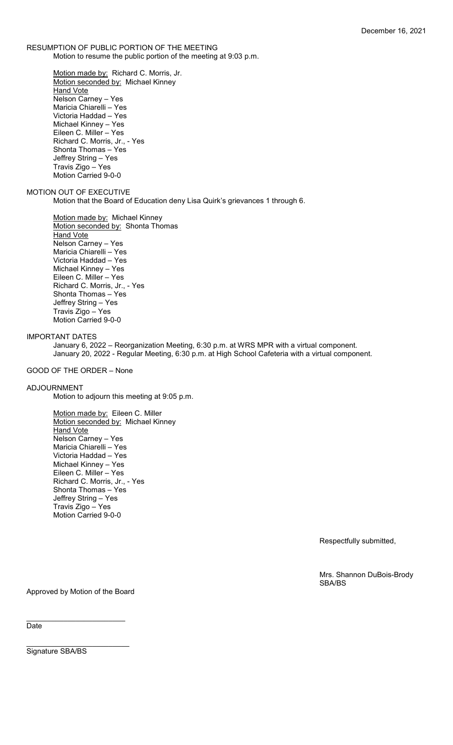December 16, 2021

RESUMPTION OF PUBLIC PORTION OF THE MEETING

Motion to resume the public portion of the meeting at 9:03 p.m.

Motion made by: Richard C. Morris, Jr.
Motion seconded by: Michael Kinney
Hand Vote
Nelson Carney – Yes
Maricia Chiarelli – Yes
Victoria Haddad – Yes
Michael Kinney – Yes
Eileen C. Miller – Yes
Richard C. Morris, Jr., - Yes
Shonta Thomas – Yes
Jeffrey String – Yes
Travis Zigo – Yes
Motion Carried 9-0-0

MOTION OUT OF EXECUTIVE

Motion that the Board of Education deny Lisa Quirk's grievances 1 through 6.

Motion made by: Michael Kinney
Motion seconded by: Shonta Thomas
Hand Vote
Nelson Carney – Yes
Maricia Chiarelli – Yes
Victoria Haddad – Yes
Michael Kinney – Yes
Eileen C. Miller – Yes
Richard C. Morris, Jr., - Yes
Shonta Thomas – Yes
Jeffrey String – Yes
Travis Zigo – Yes
Motion Carried 9-0-0

IMPORTANT DATES

January 6, 2022 – Reorganization Meeting, 6:30 p.m. at WRS MPR with a virtual component.
January 20, 2022 - Regular Meeting, 6:30 p.m. at High School Cafeteria with a virtual component.

GOOD OF THE ORDER – None

ADJOURNMENT

Motion to adjourn this meeting at 9:05 p.m.

Motion made by: Eileen C. Miller
Motion seconded by: Michael Kinney
Hand Vote
Nelson Carney – Yes
Maricia Chiarelli – Yes
Victoria Haddad – Yes
Michael Kinney – Yes
Eileen C. Miller – Yes
Richard C. Morris, Jr., - Yes
Shonta Thomas – Yes
Jeffrey String – Yes
Travis Zigo – Yes
Motion Carried 9-0-0

Respectfully submitted,

Mrs. Shannon DuBois-Brody
SBA/BS

Approved by Motion of the Board

\_\_\_\_\_\_\_\_\_\_\_\_\_\_\_\_\_\_\_\_\_\_\_\_
Date

\_\_\_\_\_\_\_\_\_\_\_\_\_\_\_\_\_\_\_\_\_\_\_\_
Signature SBA/BS